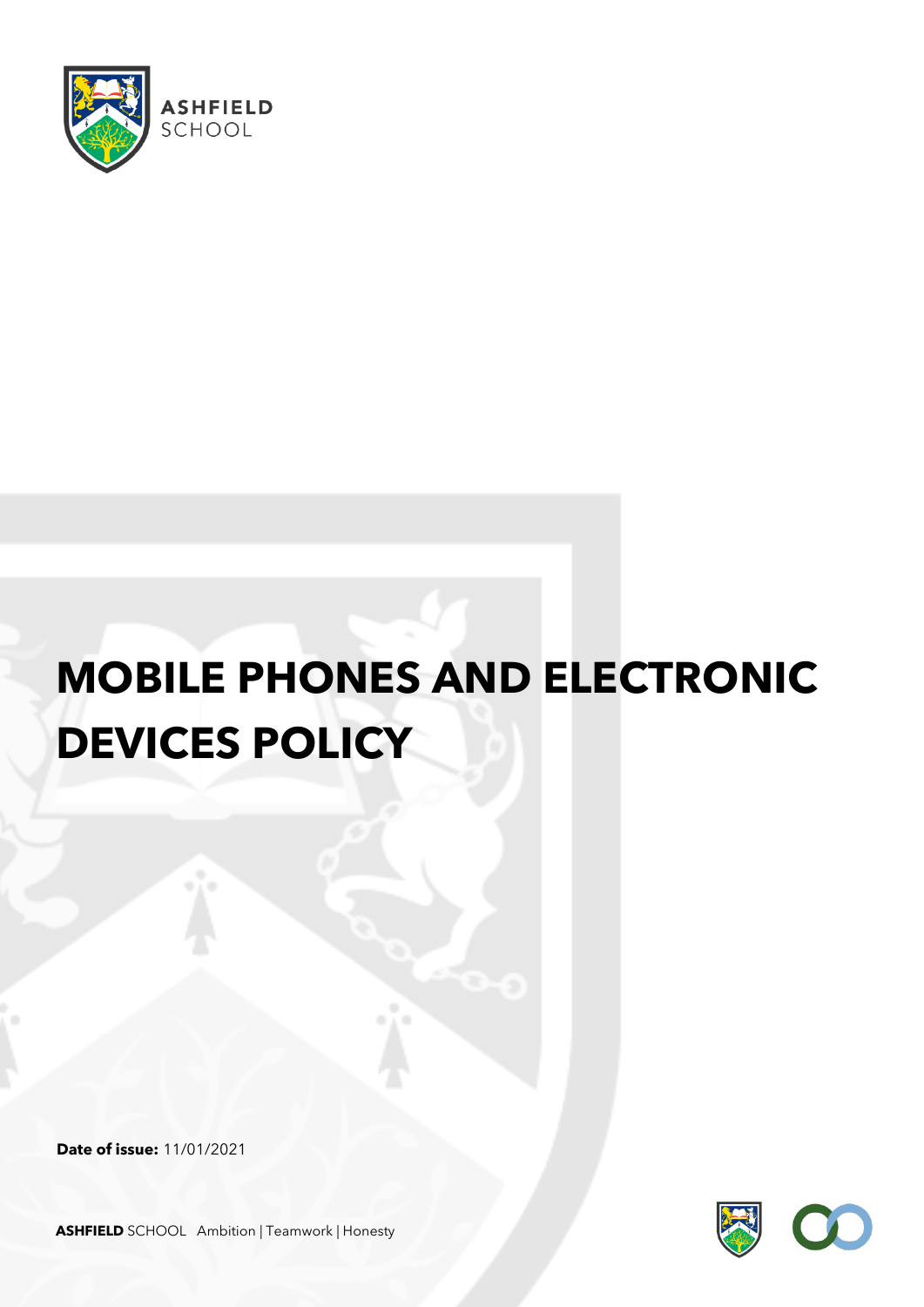ASHFIELD SCHOOL

# MOBILE PHONES AND ELECTRONIC DEVICES POLICY

**Date of issue:** 11/01/2021

**ASHFIELD** SCHOOL Ambition | Teamwork | Honesty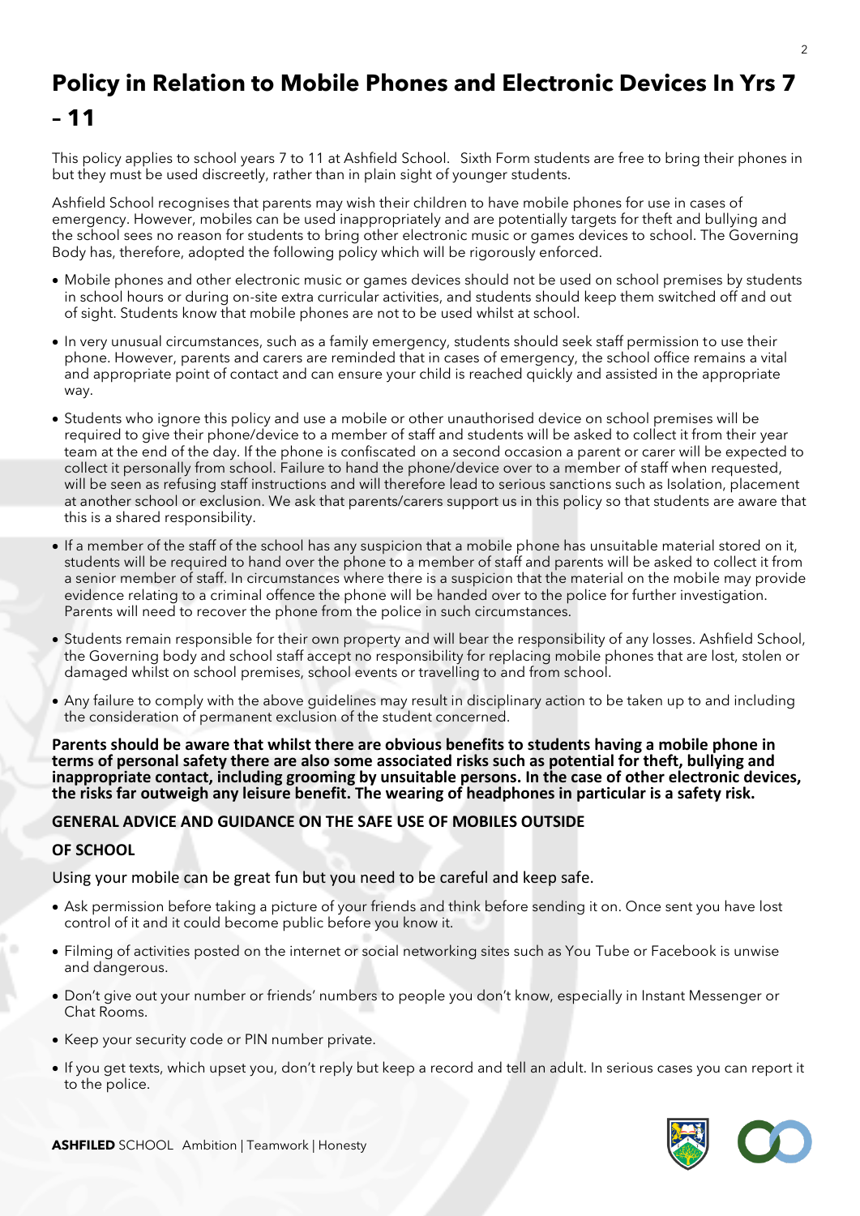# Policy in Relation to Mobile Phones and Electronic Devices In Yrs 7 – 11

This policy applies to school years 7 to 11 at Ashfield School. Sixth Form students are free to bring their phones in but they must be used discreetly, rather than in plain sight of younger students.

Ashfield School recognises that parents may wish their children to have mobile phones for use in cases of emergency. However, mobiles can be used inappropriately and are potentially targets for theft and bullying and the school sees no reason for students to bring other electronic music or games devices to school. The Governing Body has, therefore, adopted the following policy which will be rigorously enforced.

- Mobile phones and other electronic music or games devices should not be used on school premises by students in school hours or during on-site extra curricular activities, and students should keep them switched off and out of sight. Students know that mobile phones are not to be used whilst at school.
- In very unusual circumstances, such as a family emergency, students should seek staff permission to use their phone. However, parents and carers are reminded that in cases of emergency, the school office remains a vital and appropriate point of contact and can ensure your child is reached quickly and assisted in the appropriate way.
- Students who ignore this policy and use a mobile or other unauthorised device on school premises will be required to give their phone/device to a member of staff and students will be asked to collect it from their year team at the end of the day. If the phone is confiscated on a second occasion a parent or carer will be expected to collect it personally from school. Failure to hand the phone/device over to a member of staff when requested, will be seen as refusing staff instructions and will therefore lead to serious sanctions such as Isolation, placement at another school or exclusion. We ask that parents/carers support us in this policy so that students are aware that this is a shared responsibility.
- If a member of the staff of the school has any suspicion that a mobile phone has unsuitable material stored on it, students will be required to hand over the phone to a member of staff and parents will be asked to collect it from a senior member of staff. In circumstances where there is a suspicion that the material on the mobile may provide evidence relating to a criminal offence the phone will be handed over to the police for further investigation. Parents will need to recover the phone from the police in such circumstances.
- Students remain responsible for their own property and will bear the responsibility of any losses. Ashfield School, the Governing body and school staff accept no responsibility for replacing mobile phones that are lost, stolen or damaged whilst on school premises, school events or travelling to and from school.
- Any failure to comply with the above guidelines may result in disciplinary action to be taken up to and including the consideration of permanent exclusion of the student concerned.

**Parents should be aware that whilst there are obvious benefits to students having a mobile phone in terms of personal safety there are also some associated risks such as potential for theft, bullying and inappropriate contact, including grooming by unsuitable persons. In the case of other electronic devices, the risks far outweigh any leisure benefit. The wearing of headphones in particular is a safety risk.**

### GENERAL ADVICE AND GUIDANCE ON THE SAFE USE OF MOBILES OUTSIDE OF SCHOOL

Using your mobile can be great fun but you need to be careful and keep safe.

- Ask permission before taking a picture of your friends and think before sending it on. Once sent you have lost control of it and it could become public before you know it.
- Filming of activities posted on the internet or social networking sites such as You Tube or Facebook is unwise and dangerous.
- Don't give out your number or friends' numbers to people you don't know, especially in Instant Messenger or Chat Rooms.
- Keep your security code or PIN number private.
- If you get texts, which upset you, don't reply but keep a record and tell an adult. In serious cases you can report it to the police.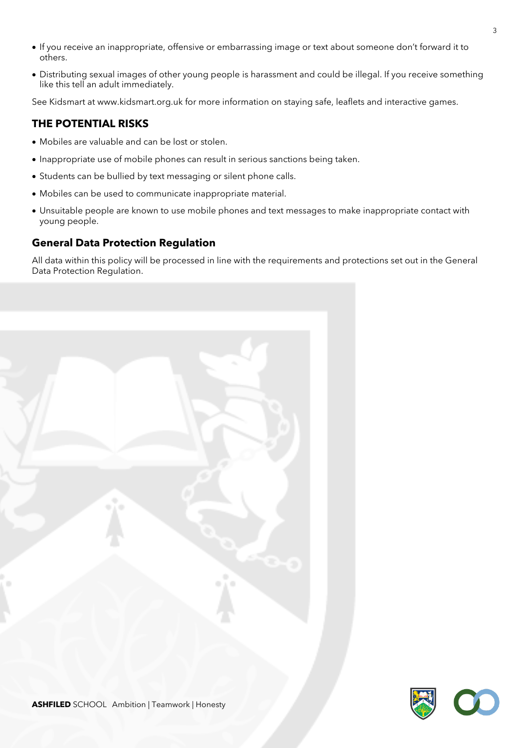- If you receive an inappropriate, offensive or embarrassing image or text about someone don't forward it to others.
- Distributing sexual images of other young people is harassment and could be illegal. If you receive something like this tell an adult immediately.

See Kidsmart at www.kidsmart.org.uk for more information on staying safe, leaflets and interactive games.

## THE POTENTIAL RISKS

- Mobiles are valuable and can be lost or stolen.
- Inappropriate use of mobile phones can result in serious sanctions being taken.
- Students can be bullied by text messaging or silent phone calls.
- Mobiles can be used to communicate inappropriate material.
- Unsuitable people are known to use mobile phones and text messages to make inappropriate contact with young people.

## General Data Protection Regulation

All data within this policy will be processed in line with the requirements and protections set out in the General Data Protection Regulation.